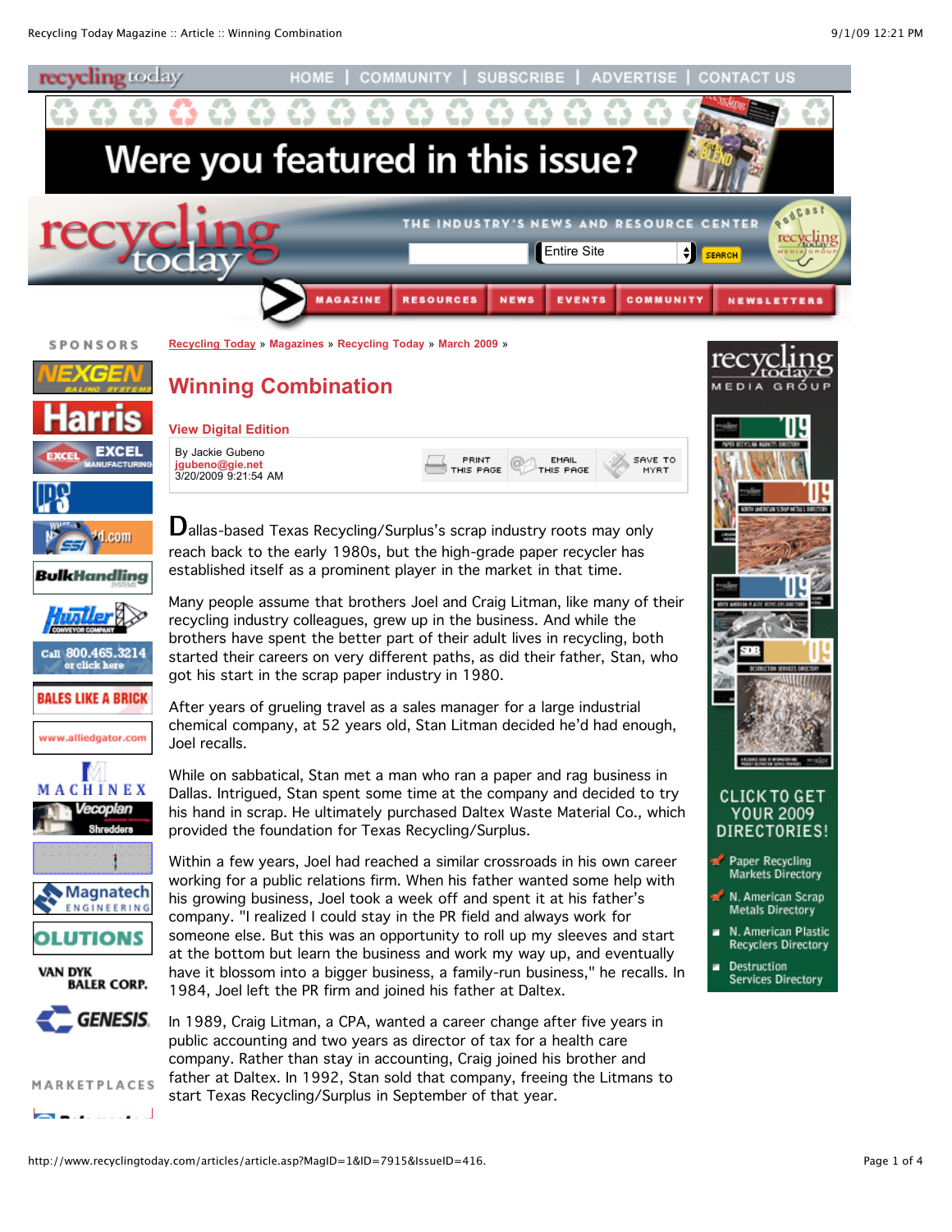Recycling Today » Magazines » Recycling Today » March 2009 »

# Winning Combination

View Digital Edition

By Jackie Gubeno
jgubeno@gie.net
3/20/2009 9:21:54 AM

Dallas-based Texas Recycling/Surplus's scrap industry roots may only reach back to the early 1980s, but the high-grade paper recycler has established itself as a prominent player in the market in that time.

Many people assume that brothers Joel and Craig Litman, like many of their recycling industry colleagues, grew up in the business. And while the brothers have spent the better part of their adult lives in recycling, both started their careers on very different paths, as did their father, Stan, who got his start in the scrap paper industry in 1980.

After years of grueling travel as a sales manager for a large industrial chemical company, at 52 years old, Stan Litman decided he'd had enough, Joel recalls.

While on sabbatical, Stan met a man who ran a paper and rag business in Dallas. Intrigued, Stan spent some time at the company and decided to try his hand in scrap. He ultimately purchased Daltex Waste Material Co., which provided the foundation for Texas Recycling/Surplus.

Within a few years, Joel had reached a similar crossroads in his own career working for a public relations firm. When his father wanted some help with his growing business, Joel took a week off and spent it at his father's company. "I realized I could stay in the PR field and always work for someone else. But this was an opportunity to roll up my sleeves and start at the bottom but learn the business and work my way up, and eventually have it blossom into a bigger business, a family-run business," he recalls. In 1984, Joel left the PR firm and joined his father at Daltex.

In 1989, Craig Litman, a CPA, wanted a career change after five years in public accounting and two years as director of tax for a health care company. Rather than stay in accounting, Craig joined his brother and father at Daltex. In 1992, Stan sold that company, freeing the Litmans to start Texas Recycling/Surplus in September of that year.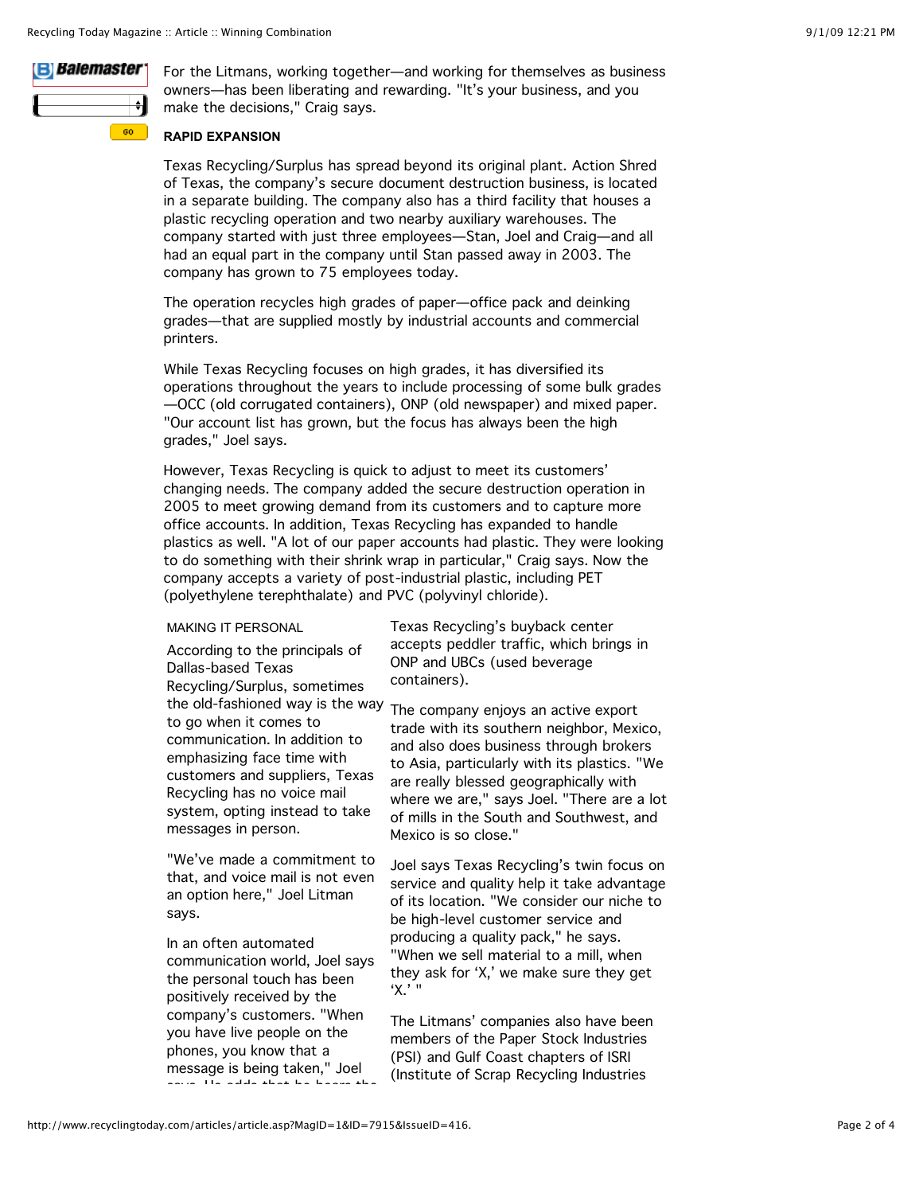For the Litmans, working together—and working for themselves as business owners—has been liberating and rewarding. "It's your business, and you make the decisions," Craig says.

**RAPID EXPANSION**

Texas Recycling/Surplus has spread beyond its original plant. Action Shred of Texas, the company's secure document destruction business, is located in a separate building. The company also has a third facility that houses a plastic recycling operation and two nearby auxiliary warehouses. The company started with just three employees—Stan, Joel and Craig—and all had an equal part in the company until Stan passed away in 2003. The company has grown to 75 employees today.

The operation recycles high grades of paper—office pack and deinking grades—that are supplied mostly by industrial accounts and commercial printers.

While Texas Recycling focuses on high grades, it has diversified its operations throughout the years to include processing of some bulk grades—OCC (old corrugated containers), ONP (old newspaper) and mixed paper. "Our account list has grown, but the focus has always been the high grades," Joel says.

However, Texas Recycling is quick to adjust to meet its customers' changing needs. The company added the secure destruction operation in 2005 to meet growing demand from its customers and to capture more office accounts. In addition, Texas Recycling has expanded to handle plastics as well. "A lot of our paper accounts had plastic. They were looking to do something with their shrink wrap in particular," Craig says. Now the company accepts a variety of post-industrial plastic, including PET (polyethylene terephthalate) and PVC (polyvinyl chloride).

Texas Recycling's buyback center accepts peddler traffic, which brings in ONP and UBCs (used beverage containers).

The company enjoys an active export trade with its southern neighbor, Mexico, and also does business through brokers to Asia, particularly with its plastics. "We are really blessed geographically with where we are," says Joel. "There are a lot of mills in the South and Southwest, and Mexico is so close."

Joel says Texas Recycling's twin focus on service and quality help it take advantage of its location. "We consider our niche to be high-level customer service and producing a quality pack," he says. "When we sell material to a mill, when they ask for 'X,' we make sure they get 'X.' "

The Litmans' companies also have been members of the Paper Stock Industries (PSI) and Gulf Coast chapters of ISRI (Institute of Scrap Recycling Industries

MAKING IT PERSONAL

According to the principals of Dallas-based Texas Recycling/Surplus, sometimes the old-fashioned way is the way to go when it comes to communication. In addition to emphasizing face time with customers and suppliers, Texas Recycling has no voice mail system, opting instead to take messages in person.

"We've made a commitment to that, and voice mail is not even an option here," Joel Litman says.

In an often automated communication world, Joel says the personal touch has been positively received by the company's customers. "When you have live people on the phones, you know that a message is being taken," Joel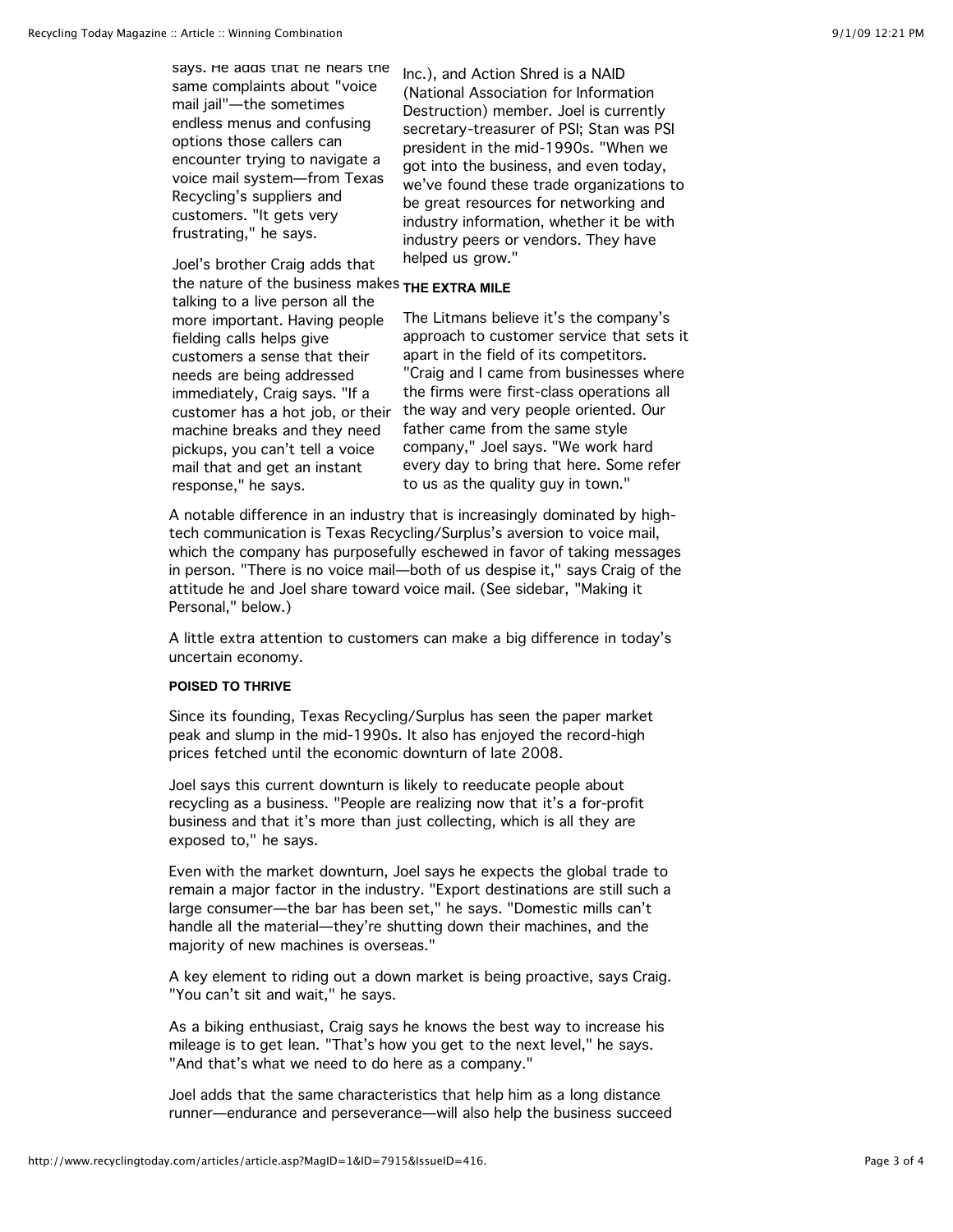says. He adds that he hears the same complaints about "voice mail jail"—the sometimes endless menus and confusing options those callers can encounter trying to navigate a voice mail system—from Texas Recycling's suppliers and customers. "It gets very frustrating," he says.

Joel's brother Craig adds that the nature of the business makes talking to a live person all the more important. Having people fielding calls helps give customers a sense that their needs are being addressed immediately, Craig says. "If a customer has a hot job, or their machine breaks and they need pickups, you can't tell a voice mail that and get an instant response," he says.

Inc.), and Action Shred is a NAID (National Association for Information Destruction) member. Joel is currently secretary-treasurer of PSI; Stan was PSI president in the mid-1990s. "When we got into the business, and even today, we've found these trade organizations to be great resources for networking and industry information, whether it be with industry peers or vendors. They have helped us grow."

**THE EXTRA MILE**

The Litmans believe it's the company's approach to customer service that sets it apart in the field of its competitors. "Craig and I came from businesses where the firms were first-class operations all the way and very people oriented. Our father came from the same style company," Joel says. "We work hard every day to bring that here. Some refer to us as the quality guy in town."

A notable difference in an industry that is increasingly dominated by high-tech communication is Texas Recycling/Surplus's aversion to voice mail, which the company has purposefully eschewed in favor of taking messages in person. "There is no voice mail—both of us despise it," says Craig of the attitude he and Joel share toward voice mail. (See sidebar, "Making it Personal," below.)

A little extra attention to customers can make a big difference in today's uncertain economy.

**POISED TO THRIVE**

Since its founding, Texas Recycling/Surplus has seen the paper market peak and slump in the mid-1990s. It also has enjoyed the record-high prices fetched until the economic downturn of late 2008.

Joel says this current downturn is likely to reeducate people about recycling as a business. "People are realizing now that it's a for-profit business and that it's more than just collecting, which is all they are exposed to," he says.

Even with the market downturn, Joel says he expects the global trade to remain a major factor in the industry. "Export destinations are still such a large consumer—the bar has been set," he says. "Domestic mills can't handle all the material—they're shutting down their machines, and the majority of new machines is overseas."

A key element to riding out a down market is being proactive, says Craig. "You can't sit and wait," he says.

As a biking enthusiast, Craig says he knows the best way to increase his mileage is to get lean. "That's how you get to the next level," he says. "And that's what we need to do here as a company."

Joel adds that the same characteristics that help him as a long distance runner—endurance and perseverance—will also help the business succeed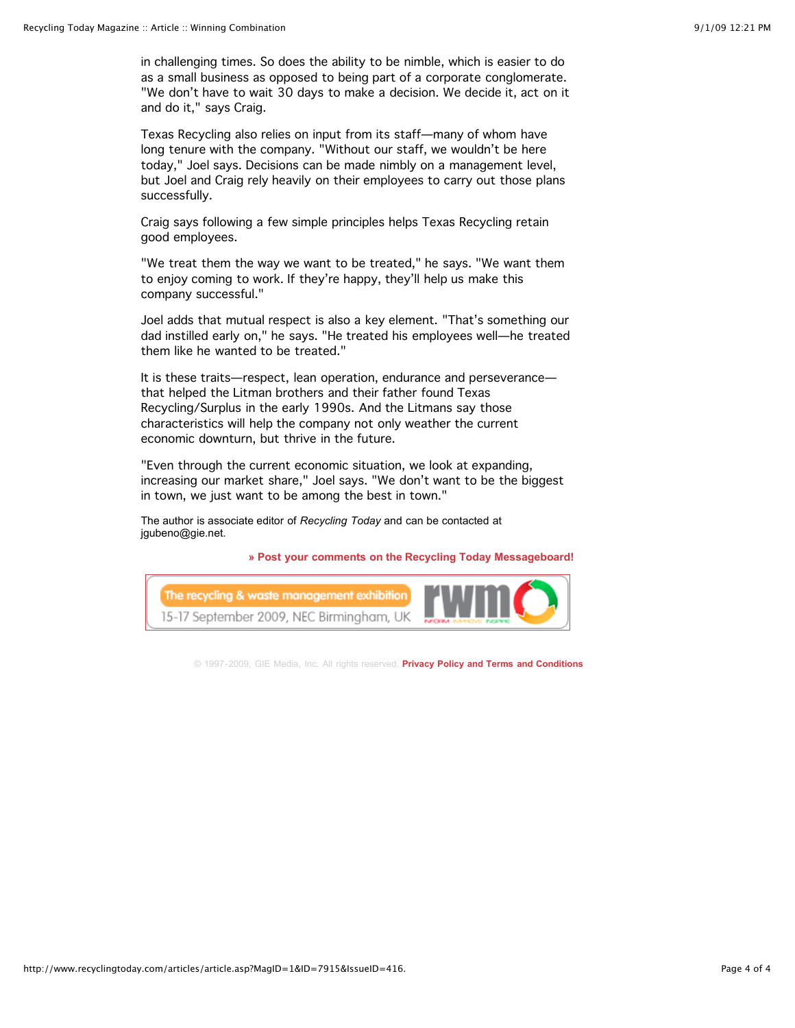in challenging times. So does the ability to be nimble, which is easier to do as a small business as opposed to being part of a corporate conglomerate. "We don't have to wait 30 days to make a decision. We decide it, act on it and do it," says Craig.

Texas Recycling also relies on input from its staff—many of whom have long tenure with the company. "Without our staff, we wouldn't be here today," Joel says. Decisions can be made nimbly on a management level, but Joel and Craig rely heavily on their employees to carry out those plans successfully.

Craig says following a few simple principles helps Texas Recycling retain good employees.

"We treat them the way we want to be treated," he says. "We want them to enjoy coming to work. If they're happy, they'll help us make this company successful."

Joel adds that mutual respect is also a key element. "That's something our dad instilled early on," he says. "He treated his employees well—he treated them like he wanted to be treated."

It is these traits—respect, lean operation, endurance and perseverance—that helped the Litman brothers and their father found Texas Recycling/Surplus in the early 1990s. And the Litmans say those characteristics will help the company not only weather the current economic downturn, but thrive in the future.

"Even through the current economic situation, we look at expanding, increasing our market share," Joel says. "We don't want to be the biggest in town, we just want to be among the best in town."

The author is associate editor of *Recycling Today* and can be contacted at jgubeno@gie.net.

**» Post your comments on the Recycling Today Messageboard!**

The recycling & waste management exhibition
15-17 September 2009, NEC Birmingham, UK
rwm

© 1997-2009, GIE Media, Inc. All rights reserved. **Privacy Policy and Terms and Conditions**